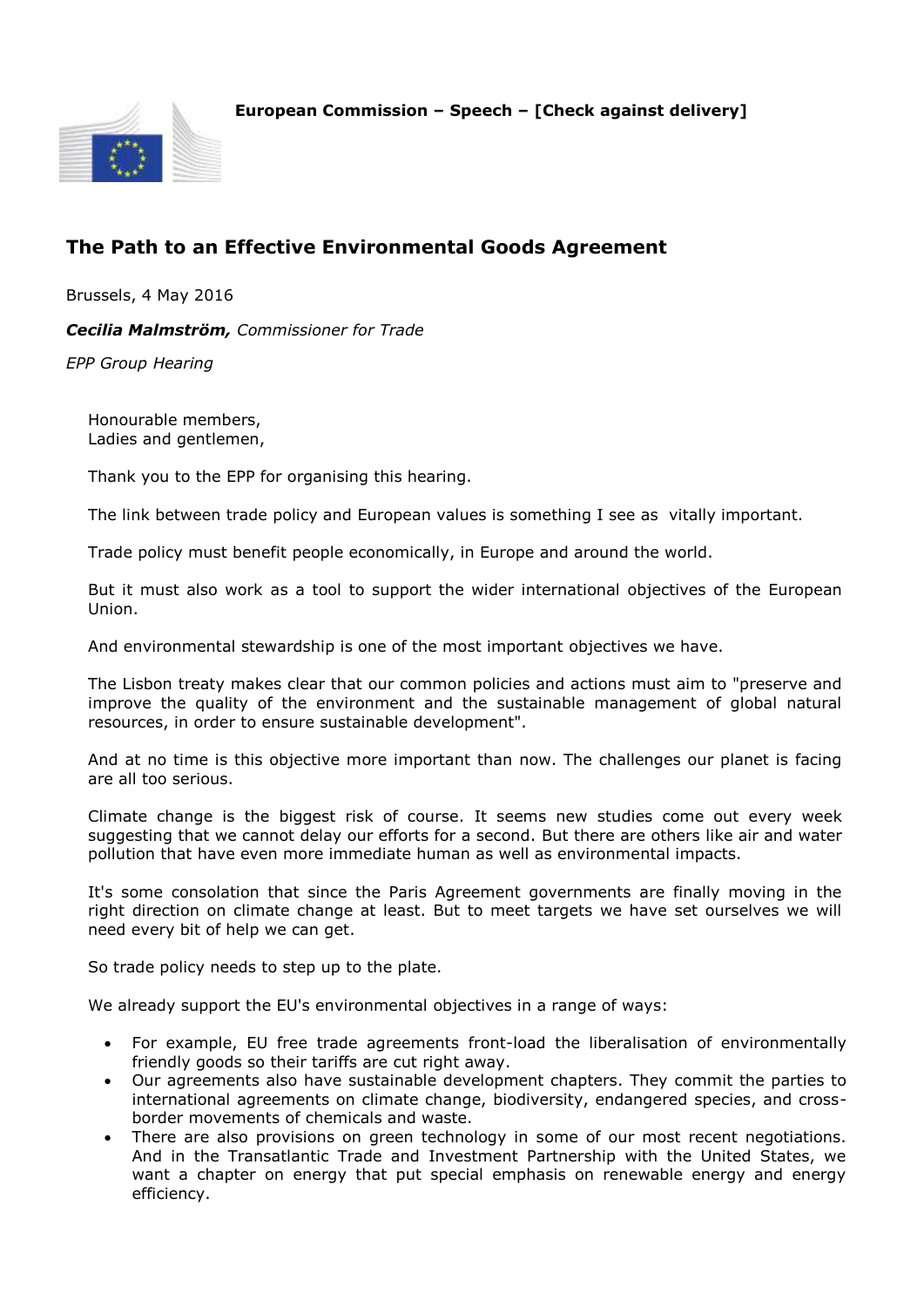**European Commission – Speech – [Check against delivery]**

# The Path to an Effective Environmental Goods Agreement

Brussels, 4 May 2016

***Cecilia Malmström,*** *Commissioner for Trade*

*EPP Group Hearing*

Honourable members,
Ladies and gentlemen,

Thank you to the EPP for organising this hearing.

The link between trade policy and European values is something I see as vitally important.

Trade policy must benefit people economically, in Europe and around the world.

But it must also work as a tool to support the wider international objectives of the European Union.

And environmental stewardship is one of the most important objectives we have.

The Lisbon treaty makes clear that our common policies and actions must aim to "preserve and improve the quality of the environment and the sustainable management of global natural resources, in order to ensure sustainable development".

And at no time is this objective more important than now. The challenges our planet is facing are all too serious.

Climate change is the biggest risk of course. It seems new studies come out every week suggesting that we cannot delay our efforts for a second. But there are others like air and water pollution that have even more immediate human as well as environmental impacts.

It's some consolation that since the Paris Agreement governments are finally moving in the right direction on climate change at least. But to meet targets we have set ourselves we will need every bit of help we can get.

So trade policy needs to step up to the plate.

We already support the EU's environmental objectives in a range of ways:

- For example, EU free trade agreements front-load the liberalisation of environmentally friendly goods so their tariffs are cut right away.
- Our agreements also have sustainable development chapters. They commit the parties to international agreements on climate change, biodiversity, endangered species, and cross-border movements of chemicals and waste.
- There are also provisions on green technology in some of our most recent negotiations. And in the Transatlantic Trade and Investment Partnership with the United States, we want a chapter on energy that put special emphasis on renewable energy and energy efficiency.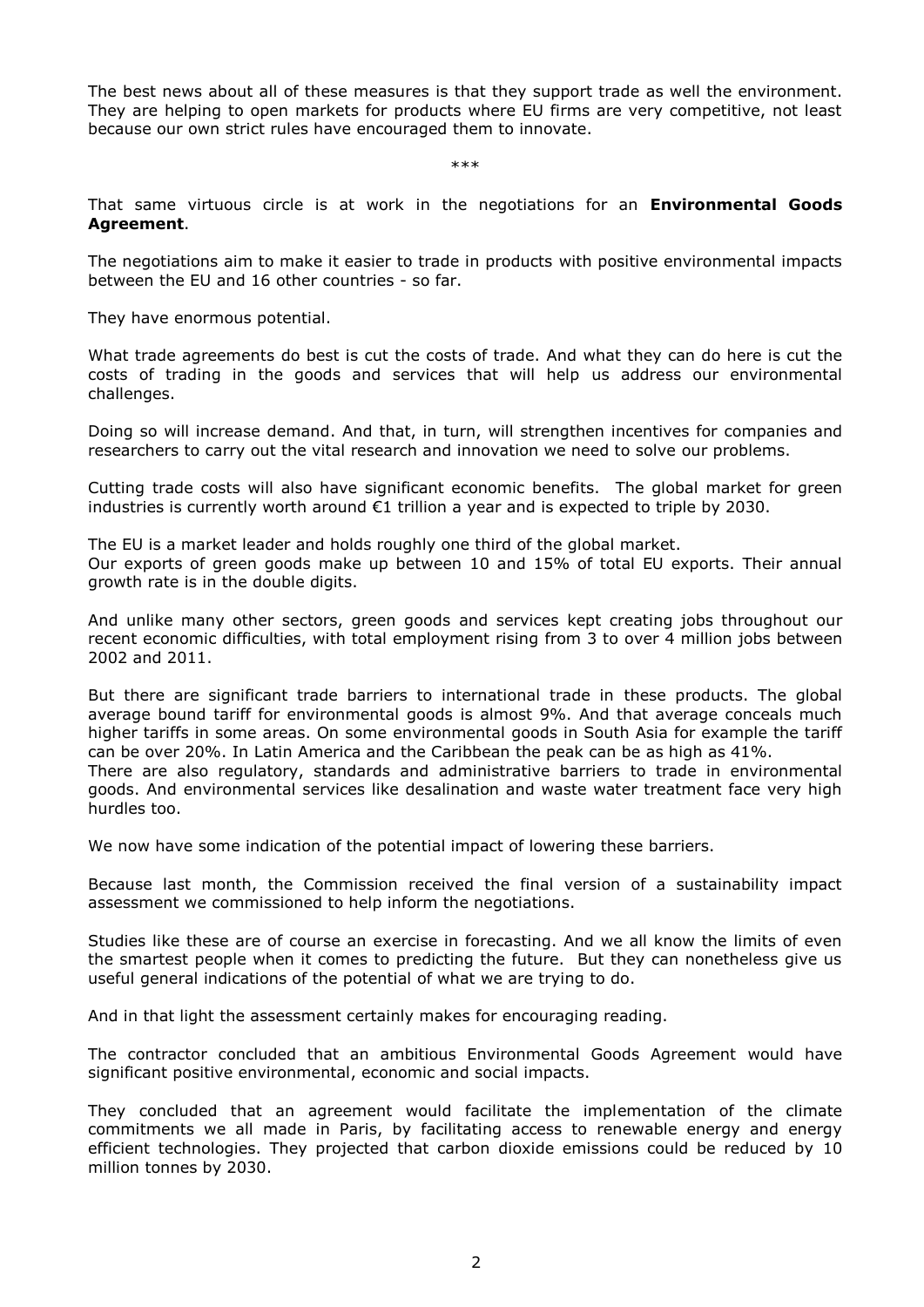The best news about all of these measures is that they support trade as well the environment. They are helping to open markets for products where EU firms are very competitive, not least because our own strict rules have encouraged them to innovate.

***

That same virtuous circle is at work in the negotiations for an **Environmental Goods Agreement**.

The negotiations aim to make it easier to trade in products with positive environmental impacts between the EU and 16 other countries - so far.

They have enormous potential.

What trade agreements do best is cut the costs of trade. And what they can do here is cut the costs of trading in the goods and services that will help us address our environmental challenges.

Doing so will increase demand. And that, in turn, will strengthen incentives for companies and researchers to carry out the vital research and innovation we need to solve our problems.

Cutting trade costs will also have significant economic benefits. The global market for green industries is currently worth around €1 trillion a year and is expected to triple by 2030.

The EU is a market leader and holds roughly one third of the global market.
Our exports of green goods make up between 10 and 15% of total EU exports. Their annual growth rate is in the double digits.

And unlike many other sectors, green goods and services kept creating jobs throughout our recent economic difficulties, with total employment rising from 3 to over 4 million jobs between 2002 and 2011.

But there are significant trade barriers to international trade in these products. The global average bound tariff for environmental goods is almost 9%. And that average conceals much higher tariffs in some areas. On some environmental goods in South Asia for example the tariff can be over 20%. In Latin America and the Caribbean the peak can be as high as 41%.
There are also regulatory, standards and administrative barriers to trade in environmental goods. And environmental services like desalination and waste water treatment face very high hurdles too.

We now have some indication of the potential impact of lowering these barriers.

Because last month, the Commission received the final version of a sustainability impact assessment we commissioned to help inform the negotiations.

Studies like these are of course an exercise in forecasting. And we all know the limits of even the smartest people when it comes to predicting the future. But they can nonetheless give us useful general indications of the potential of what we are trying to do.

And in that light the assessment certainly makes for encouraging reading.

The contractor concluded that an ambitious Environmental Goods Agreement would have significant positive environmental, economic and social impacts.

They concluded that an agreement would facilitate the implementation of the climate commitments we all made in Paris, by facilitating access to renewable energy and energy efficient technologies. They projected that carbon dioxide emissions could be reduced by 10 million tonnes by 2030.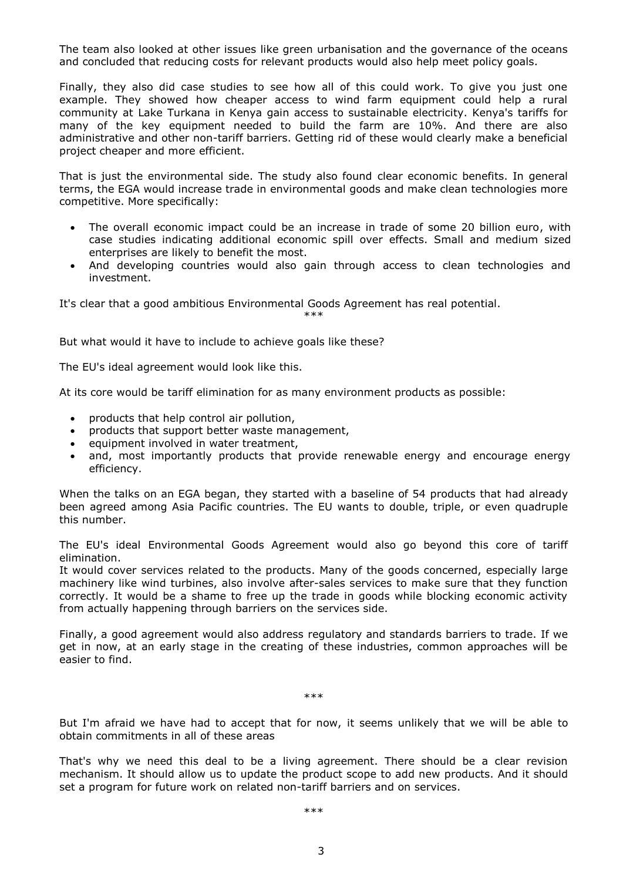The team also looked at other issues like green urbanisation and the governance of the oceans and concluded that reducing costs for relevant products would also help meet policy goals.

Finally, they also did case studies to see how all of this could work. To give you just one example. They showed how cheaper access to wind farm equipment could help a rural community at Lake Turkana in Kenya gain access to sustainable electricity. Kenya's tariffs for many of the key equipment needed to build the farm are 10%. And there are also administrative and other non-tariff barriers. Getting rid of these would clearly make a beneficial project cheaper and more efficient.

That is just the environmental side. The study also found clear economic benefits. In general terms, the EGA would increase trade in environmental goods and make clean technologies more competitive. More specifically:

- The overall economic impact could be an increase in trade of some 20 billion euro, with case studies indicating additional economic spill over effects. Small and medium sized enterprises are likely to benefit the most.
- And developing countries would also gain through access to clean technologies and investment.

It's clear that a good ambitious Environmental Goods Agreement has real potential.

***

But what would it have to include to achieve goals like these?

The EU's ideal agreement would look like this.

At its core would be tariff elimination for as many environment products as possible:

- products that help control air pollution,
- products that support better waste management,
- equipment involved in water treatment,
- and, most importantly products that provide renewable energy and encourage energy efficiency.

When the talks on an EGA began, they started with a baseline of 54 products that had already been agreed among Asia Pacific countries. The EU wants to double, triple, or even quadruple this number.

The EU's ideal Environmental Goods Agreement would also go beyond this core of tariff elimination.
It would cover services related to the products. Many of the goods concerned, especially large machinery like wind turbines, also involve after-sales services to make sure that they function correctly. It would be a shame to free up the trade in goods while blocking economic activity from actually happening through barriers on the services side.

Finally, a good agreement would also address regulatory and standards barriers to trade. If we get in now, at an early stage in the creating of these industries, common approaches will be easier to find.

***

But I'm afraid we have had to accept that for now, it seems unlikely that we will be able to obtain commitments in all of these areas

That's why we need this deal to be a living agreement. There should be a clear revision mechanism. It should allow us to update the product scope to add new products. And it should set a program for future work on related non-tariff barriers and on services.

***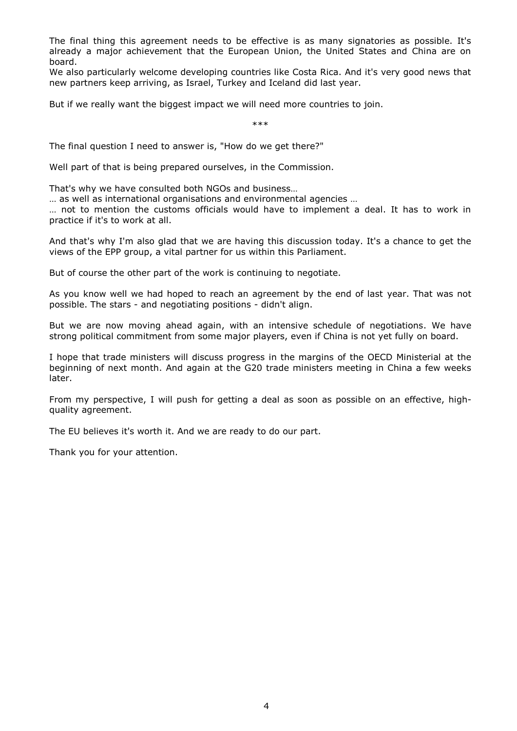The final thing this agreement needs to be effective is as many signatories as possible. It's already a major achievement that the European Union, the United States and China are on board.
We also particularly welcome developing countries like Costa Rica. And it's very good news that new partners keep arriving, as Israel, Turkey and Iceland did last year.

But if we really want the biggest impact we will need more countries to join.

***

The final question I need to answer is, "How do we get there?"

Well part of that is being prepared ourselves, in the Commission.

That's why we have consulted both NGOs and business…
… as well as international organisations and environmental agencies …
… not to mention the customs officials would have to implement a deal. It has to work in practice if it's to work at all.

And that's why I'm also glad that we are having this discussion today. It's a chance to get the views of the EPP group, a vital partner for us within this Parliament.

But of course the other part of the work is continuing to negotiate.

As you know well we had hoped to reach an agreement by the end of last year. That was not possible. The stars - and negotiating positions - didn't align.

But we are now moving ahead again, with an intensive schedule of negotiations. We have strong political commitment from some major players, even if China is not yet fully on board.

I hope that trade ministers will discuss progress in the margins of the OECD Ministerial at the beginning of next month. And again at the G20 trade ministers meeting in China a few weeks later.

From my perspective, I will push for getting a deal as soon as possible on an effective, high-quality agreement.

The EU believes it's worth it. And we are ready to do our part.

Thank you for your attention.